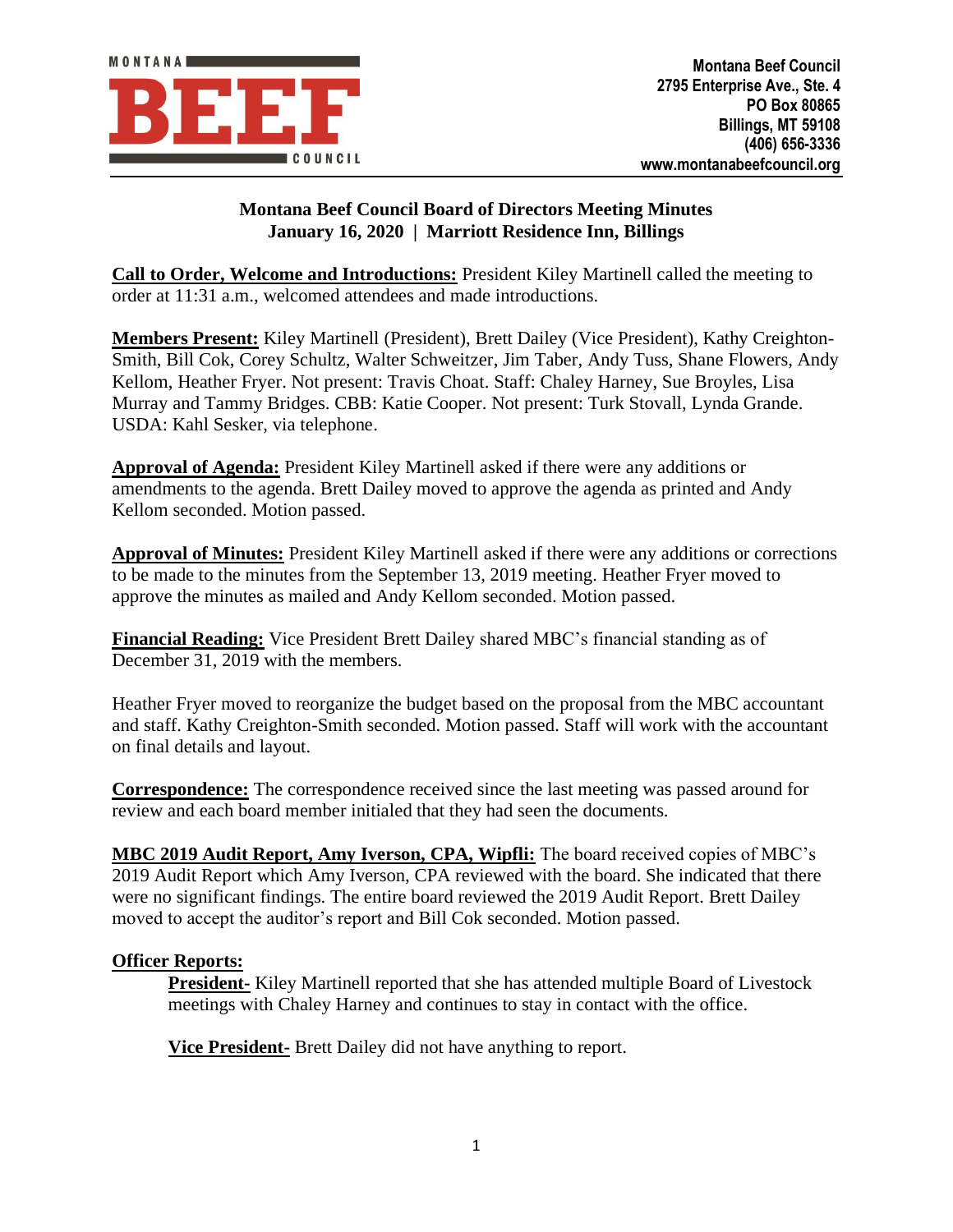Montana Beef Council
2795 Enterprise Ave., Ste. 4
PO Box 80865
Billings, MT 59108
(406) 656-3336
www.montanabeefcouncil.org

# Montana Beef Council Board of Directors Meeting Minutes
## January 16, 2020 | Marriott Residence Inn, Billings

**Call to Order, Welcome and Introductions:** President Kiley Martinell called the meeting to order at 11:31 a.m., welcomed attendees and made introductions.

**Members Present:** Kiley Martinell (President), Brett Dailey (Vice President), Kathy Creighton-Smith, Bill Cok, Corey Schultz, Walter Schweitzer, Jim Taber, Andy Tuss, Shane Flowers, Andy Kellom, Heather Fryer. Not present: Travis Choat. Staff: Chaley Harney, Sue Broyles, Lisa Murray and Tammy Bridges. CBB: Katie Cooper. Not present: Turk Stovall, Lynda Grande. USDA: Kahl Sesker, via telephone.

**Approval of Agenda:** President Kiley Martinell asked if there were any additions or amendments to the agenda. Brett Dailey moved to approve the agenda as printed and Andy Kellom seconded. Motion passed.

**Approval of Minutes:** President Kiley Martinell asked if there were any additions or corrections to be made to the minutes from the September 13, 2019 meeting. Heather Fryer moved to approve the minutes as mailed and Andy Kellom seconded. Motion passed.

**Financial Reading:** Vice President Brett Dailey shared MBC's financial standing as of December 31, 2019 with the members.

Heather Fryer moved to reorganize the budget based on the proposal from the MBC accountant and staff. Kathy Creighton-Smith seconded. Motion passed. Staff will work with the accountant on final details and layout.

**Correspondence:** The correspondence received since the last meeting was passed around for review and each board member initialed that they had seen the documents.

**MBC 2019 Audit Report, Amy Iverson, CPA, Wipfli:** The board received copies of MBC's 2019 Audit Report which Amy Iverson, CPA reviewed with the board. She indicated that there were no significant findings. The entire board reviewed the 2019 Audit Report. Brett Dailey moved to accept the auditor's report and Bill Cok seconded. Motion passed.

**Officer Reports:**

**President-** Kiley Martinell reported that she has attended multiple Board of Livestock meetings with Chaley Harney and continues to stay in contact with the office.

**Vice President-** Brett Dailey did not have anything to report.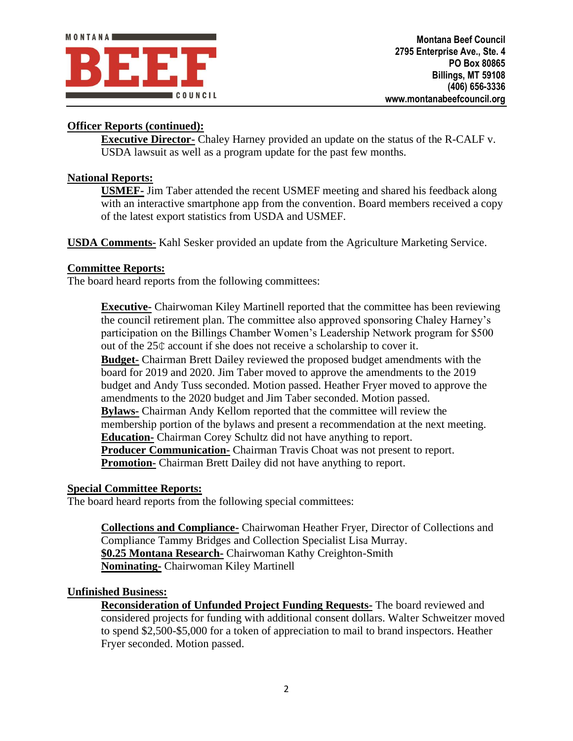**Officer Reports (continued):**

**Executive Director-** Chaley Harney provided an update on the status of the R-CALF v. USDA lawsuit as well as a program update for the past few months.

**National Reports:**

**USMEF-** Jim Taber attended the recent USMEF meeting and shared his feedback along with an interactive smartphone app from the convention. Board members received a copy of the latest export statistics from USDA and USMEF.

**USDA Comments-** Kahl Sesker provided an update from the Agriculture Marketing Service.

**Committee Reports:**

The board heard reports from the following committees:

**Executive-** Chairwoman Kiley Martinell reported that the committee has been reviewing the council retirement plan. The committee also approved sponsoring Chaley Harney's participation on the Billings Chamber Women's Leadership Network program for $500 out of the 25¢ account if she does not receive a scholarship to cover it.

**Budget-** Chairman Brett Dailey reviewed the proposed budget amendments with the board for 2019 and 2020. Jim Taber moved to approve the amendments to the 2019 budget and Andy Tuss seconded. Motion passed. Heather Fryer moved to approve the amendments to the 2020 budget and Jim Taber seconded. Motion passed.

**Bylaws-** Chairman Andy Kellom reported that the committee will review the membership portion of the bylaws and present a recommendation at the next meeting.

**Education-** Chairman Corey Schultz did not have anything to report.

**Producer Communication-** Chairman Travis Choat was not present to report.

**Promotion-** Chairman Brett Dailey did not have anything to report.

**Special Committee Reports:**

The board heard reports from the following special committees:

**Collections and Compliance-** Chairwoman Heather Fryer, Director of Collections and Compliance Tammy Bridges and Collection Specialist Lisa Murray.

**$0.25 Montana Research-** Chairwoman Kathy Creighton-Smith

**Nominating-** Chairwoman Kiley Martinell

**Unfinished Business:**

**Reconsideration of Unfunded Project Funding Requests-** The board reviewed and considered projects for funding with additional consent dollars. Walter Schweitzer moved to spend $2,500-$5,000 for a token of appreciation to mail to brand inspectors. Heather Fryer seconded. Motion passed.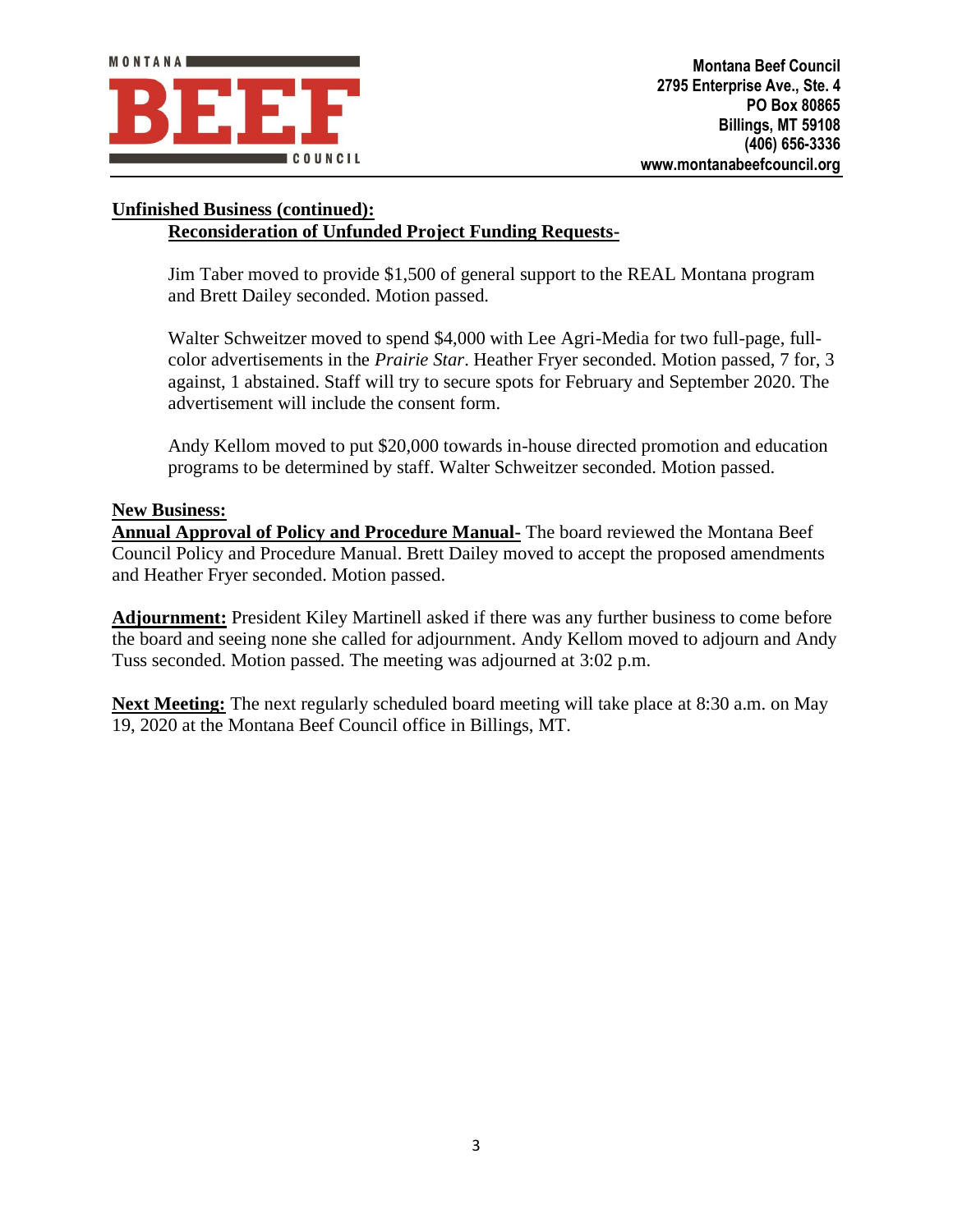**Unfinished Business (continued):**

**Reconsideration of Unfunded Project Funding Requests-**

Jim Taber moved to provide $1,500 of general support to the REAL Montana program and Brett Dailey seconded. Motion passed.

Walter Schweitzer moved to spend $4,000 with Lee Agri-Media for two full-page, full-color advertisements in the *Prairie Star*. Heather Fryer seconded. Motion passed, 7 for, 3 against, 1 abstained. Staff will try to secure spots for February and September 2020. The advertisement will include the consent form.

Andy Kellom moved to put $20,000 towards in-house directed promotion and education programs to be determined by staff. Walter Schweitzer seconded. Motion passed.

**New Business:**

**Annual Approval of Policy and Procedure Manual-** The board reviewed the Montana Beef Council Policy and Procedure Manual. Brett Dailey moved to accept the proposed amendments and Heather Fryer seconded. Motion passed.

**Adjournment:** President Kiley Martinell asked if there was any further business to come before the board and seeing none she called for adjournment. Andy Kellom moved to adjourn and Andy Tuss seconded. Motion passed. The meeting was adjourned at 3:02 p.m.

**Next Meeting:** The next regularly scheduled board meeting will take place at 8:30 a.m. on May 19, 2020 at the Montana Beef Council office in Billings, MT.